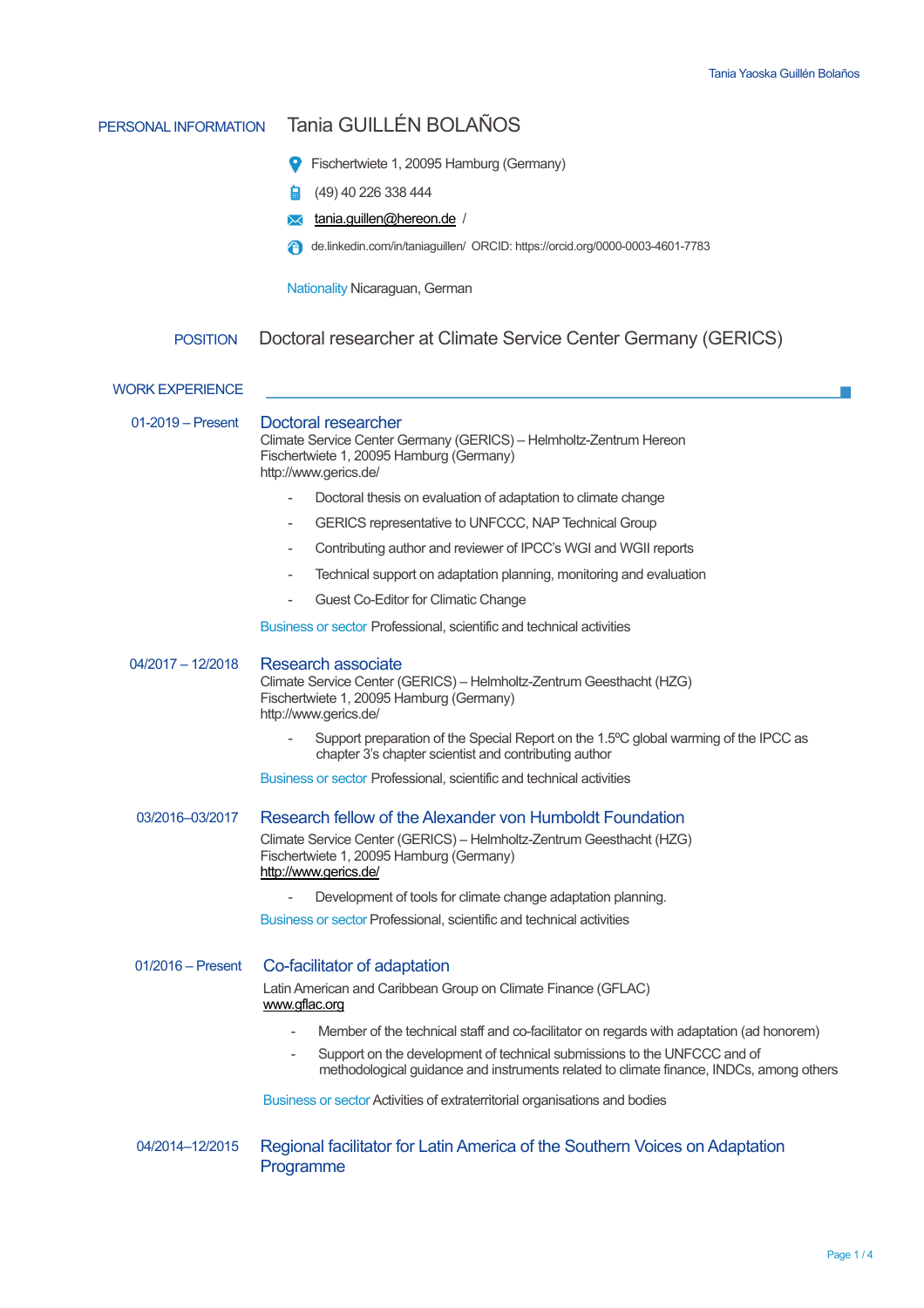## PERSONAL INFORMATION

# Tania GUILLÉN BOLAÑOS

Fischertwiete 1, 20095 Hamburg (Germany)

(49) 40 226 338 444

tania.guillen@hereon.de /

de.linkedin.com/in/taniaguillen/ ORCID: https://orcid.org/0000-0003-4601-7783

Nationality Nicaraguan, German

## POSITION

Doctoral researcher at Climate Service Center Germany (GERICS)

## WORK EXPERIENCE

**01-2019 – Present**

### Doctoral researcher

Climate Service Center Germany (GERICS) – Helmholtz-Zentrum Hereon
Fischertwiete 1, 20095 Hamburg (Germany)
http://www.gerics.de/

- Doctoral thesis on evaluation of adaptation to climate change
- GERICS representative to UNFCCC, NAP Technical Group
- Contributing author and reviewer of IPCC's WGI and WGII reports
- Technical support on adaptation planning, monitoring and evaluation
- Guest Co-Editor for Climatic Change

Business or sector Professional, scientific and technical activities

**04/2017 – 12/2018**

### Research associate

Climate Service Center (GERICS) – Helmholtz-Zentrum Geesthacht (HZG)
Fischertwiete 1, 20095 Hamburg (Germany)
http://www.gerics.de/

- Support preparation of the Special Report on the 1.5ºC global warming of the IPCC as chapter 3's chapter scientist and contributing author

Business or sector Professional, scientific and technical activities

**03/2016–03/2017**

### Research fellow of the Alexander von Humboldt Foundation

Climate Service Center (GERICS) – Helmholtz-Zentrum Geesthacht (HZG)
Fischertwiete 1, 20095 Hamburg (Germany)
http://www.gerics.de/

- Development of tools for climate change adaptation planning.

Business or sector Professional, scientific and technical activities

**01/2016 – Present**

### Co-facilitator of adaptation

Latin American and Caribbean Group on Climate Finance (GFLAC)
www.gflac.org

- Member of the technical staff and co-facilitator on regards with adaptation (ad honorem)
- Support on the development of technical submissions to the UNFCCC and of methodological guidance and instruments related to climate finance, INDCs, among others

Business or sector Activities of extraterritorial organisations and bodies

**04/2014–12/2015**

### Regional facilitator for Latin America of the Southern Voices on Adaptation Programme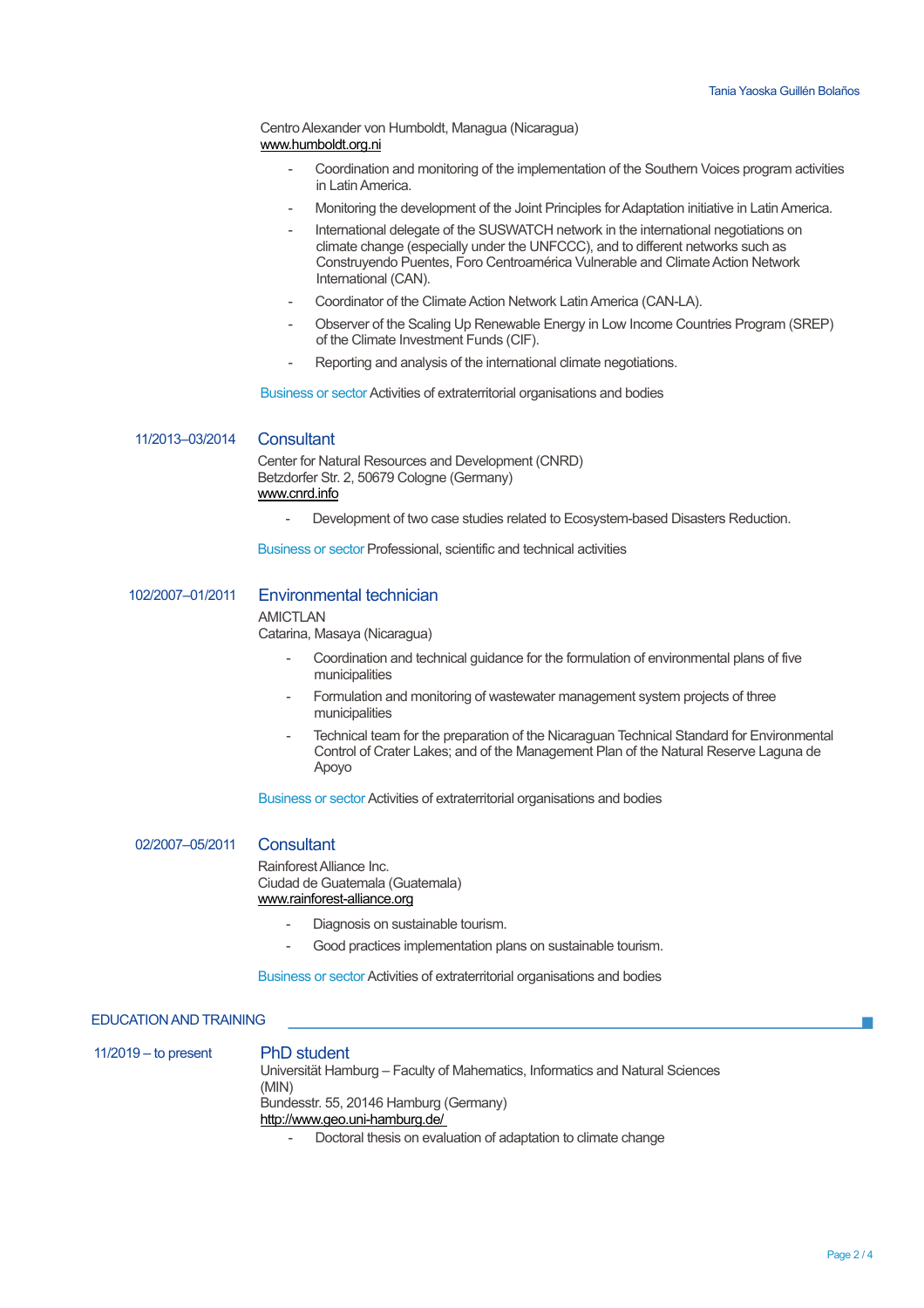Centro Alexander von Humboldt, Managua (Nicaragua)
www.humboldt.org.ni

- Coordination and monitoring of the implementation of the Southern Voices program activities in Latin America.
- Monitoring the development of the Joint Principles for Adaptation initiative in Latin America.
- International delegate of the SUSWATCH network in the international negotiations on climate change (especially under the UNFCCC), and to different networks such as Construyendo Puentes, Foro Centroamérica Vulnerable and Climate Action Network International (CAN).
- Coordinator of the Climate Action Network Latin America (CAN-LA).
- Observer of the Scaling Up Renewable Energy in Low Income Countries Program (SREP) of the Climate Investment Funds (CIF).
- Reporting and analysis of the international climate negotiations.

Business or sector Activities of extraterritorial organisations and bodies

11/2013–03/2014

### Consultant

Center for Natural Resources and Development (CNRD)
Betzdorfer Str. 2, 50679 Cologne (Germany)
www.cnrd.info

- Development of two case studies related to Ecosystem-based Disasters Reduction.

Business or sector Professional, scientific and technical activities

102/2007–01/2011

### Environmental technician

AMICTLAN
Catarina, Masaya (Nicaragua)

- Coordination and technical guidance for the formulation of environmental plans of five municipalities
- Formulation and monitoring of wastewater management system projects of three municipalities
- Technical team for the preparation of the Nicaraguan Technical Standard for Environmental Control of Crater Lakes; and of the Management Plan of the Natural Reserve Laguna de Apoyo

Business or sector Activities of extraterritorial organisations and bodies

02/2007–05/2011

### Consultant

Rainforest Alliance Inc.
Ciudad de Guatemala (Guatemala)
www.rainforest-alliance.org

- Diagnosis on sustainable tourism.
- Good practices implementation plans on sustainable tourism.

Business or sector Activities of extraterritorial organisations and bodies

## EDUCATION AND TRAINING

11/2019 – to present

### PhD student

Universität Hamburg – Faculty of Mahematics, Informatics and Natural Sciences (MIN)
Bundesstr. 55, 20146 Hamburg (Germany)
http://www.geo.uni-hamburg.de/

- Doctoral thesis on evaluation of adaptation to climate change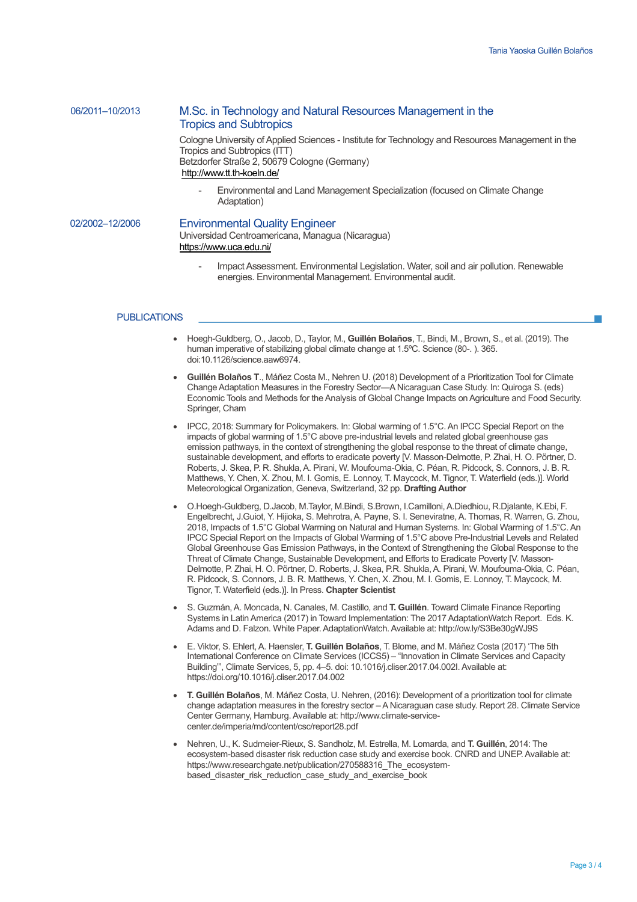06/2011–10/2013

### M.Sc. in Technology and Natural Resources Management in the Tropics and Subtropics

Cologne University of Applied Sciences - Institute for Technology and Resources Management in the Tropics and Subtropics (ITT)
Betzdorfer Straße 2, 50679 Cologne (Germany)
http://www.tt.th-koeln.de/

- Environmental and Land Management Specialization (focused on Climate Change Adaptation)

02/2002–12/2006

### Environmental Quality Engineer

Universidad Centroamericana, Managua (Nicaragua)
https://www.uca.edu.ni/

- Impact Assessment. Environmental Legislation. Water, soil and air pollution. Renewable energies. Environmental Management. Environmental audit.

## PUBLICATIONS

- Hoegh-Guldberg, O., Jacob, D., Taylor, M., **Guillén Bolaños**, T., Bindi, M., Brown, S., et al. (2019). The human imperative of stabilizing global climate change at 1.5ºC. Science (80-. ). 365. doi:10.1126/science.aaw6974.

- **Guillén Bolaños T**., Máñez Costa M., Nehren U. (2018) Development of a Prioritization Tool for Climate Change Adaptation Measures in the Forestry Sector—A Nicaraguan Case Study. In: Quiroga S. (eds) Economic Tools and Methods for the Analysis of Global Change Impacts on Agriculture and Food Security. Springer, Cham

- IPCC, 2018: Summary for Policymakers. In: Global warming of 1.5°C. An IPCC Special Report on the impacts of global warming of 1.5°C above pre-industrial levels and related global greenhouse gas emission pathways, in the context of strengthening the global response to the threat of climate change, sustainable development, and efforts to eradicate poverty [V. Masson-Delmotte, P. Zhai, H. O. Pörtner, D. Roberts, J. Skea, P. R. Shukla, A. Pirani, W. Moufouma-Okia, C. Péan, R. Pidcock, S. Connors, J. B. R. Matthews, Y. Chen, X. Zhou, M. I. Gomis, E. Lonnoy, T. Maycock, M. Tignor, T. Waterfield (eds.)]. World Meteorological Organization, Geneva, Switzerland, 32 pp. **Drafting Author**

- O.Hoegh-Guldberg, D.Jacob, M.Taylor, M.Bindi, S.Brown, I.Camilloni, A.Diedhiou, R.Djalante, K.Ebi, F. Engelbrecht, J.Guiot, Y. Hijioka, S. Mehrotra, A. Payne, S. I. Seneviratne, A. Thomas, R. Warren, G. Zhou, 2018, Impacts of 1.5°C Global Warming on Natural and Human Systems. In: Global Warming of 1.5°C. An IPCC Special Report on the Impacts of Global Warming of 1.5°C above Pre-Industrial Levels and Related Global Greenhouse Gas Emission Pathways, in the Context of Strengthening the Global Response to the Threat of Climate Change, Sustainable Development, and Efforts to Eradicate Poverty [V. Masson-Delmotte, P. Zhai, H. O. Pörtner, D. Roberts, J. Skea, P.R. Shukla, A. Pirani, W. Moufouma-Okia, C. Péan, R. Pidcock, S. Connors, J. B. R. Matthews, Y. Chen, X. Zhou, M. I. Gomis, E. Lonnoy, T. Maycock, M. Tignor, T. Waterfield (eds.)]. In Press. **Chapter Scientist**

- S. Guzmán, A. Moncada, N. Canales, M. Castillo, and **T. Guillén**. Toward Climate Finance Reporting Systems in Latin America (2017) in Toward Implementation: The 2017 AdaptationWatch Report. Eds. K. Adams and D. Falzon. White Paper. AdaptationWatch. Available at: http://ow.ly/S3Be30gWJ9S

- E. Viktor, S. Ehlert, A. Haensler, **T. Guillén Bolaños**, T. Blome, and M. Máñez Costa (2017) 'The 5th International Conference on Climate Services (ICCS5) – "Innovation in Climate Services and Capacity Building"', Climate Services, 5, pp. 4–5. doi: 10.1016/j.cliser.2017.04.002I. Available at: https://doi.org/10.1016/j.cliser.2017.04.002

- **T. Guillén Bolaños**, M. Máñez Costa, U. Nehren, (2016): Development of a prioritization tool for climate change adaptation measures in the forestry sector – A Nicaraguan case study. Report 28. Climate Service Center Germany, Hamburg. Available at: http://www.climate-service-center.de/imperia/md/content/csc/report28.pdf

- Nehren, U., K. Sudmeier-Rieux, S. Sandholz, M. Estrella, M. Lomarda, and **T. Guillén**, 2014: The ecosystem-based disaster risk reduction case study and exercise book. CNRD and UNEP. Available at: https://www.researchgate.net/publication/270588316_The_ecosystem-based_disaster_risk_reduction_case_study_and_exercise_book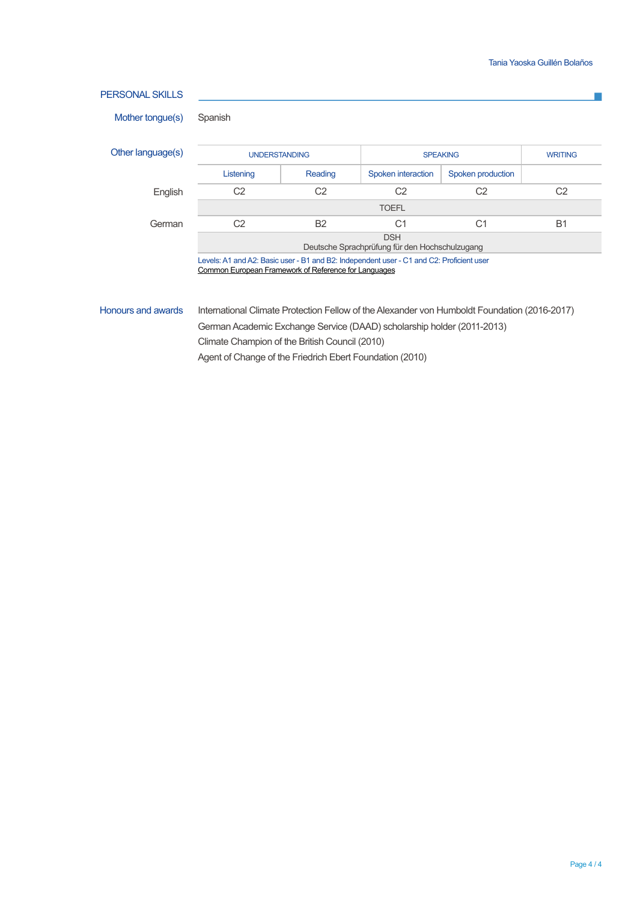## PERSONAL SKILLS

**Mother tongue(s)** Spanish

**Other language(s)**

| | UNDERSTANDING | | SPEAKING | | WRITING |
|---|---|---|---|---|---|
| | Listening | Reading | Spoken interaction | Spoken production | |
| English | C2 | C2 | C2 | C2 | C2 |
| | TOEFL | | | | |
| German | C2 | B2 | C1 | C1 | B1 |
| | DSH Deutsche Sprachprüfung für den Hochschulzugang | | | | |

Levels: A1 and A2: Basic user - B1 and B2: Independent user - C1 and C2: Proficient user
Common European Framework of Reference for Languages

**Honours and awards**

International Climate Protection Fellow of the Alexander von Humboldt Foundation (2016-2017)
German Academic Exchange Service (DAAD) scholarship holder (2011-2013)
Climate Champion of the British Council (2010)
Agent of Change of the Friedrich Ebert Foundation (2010)